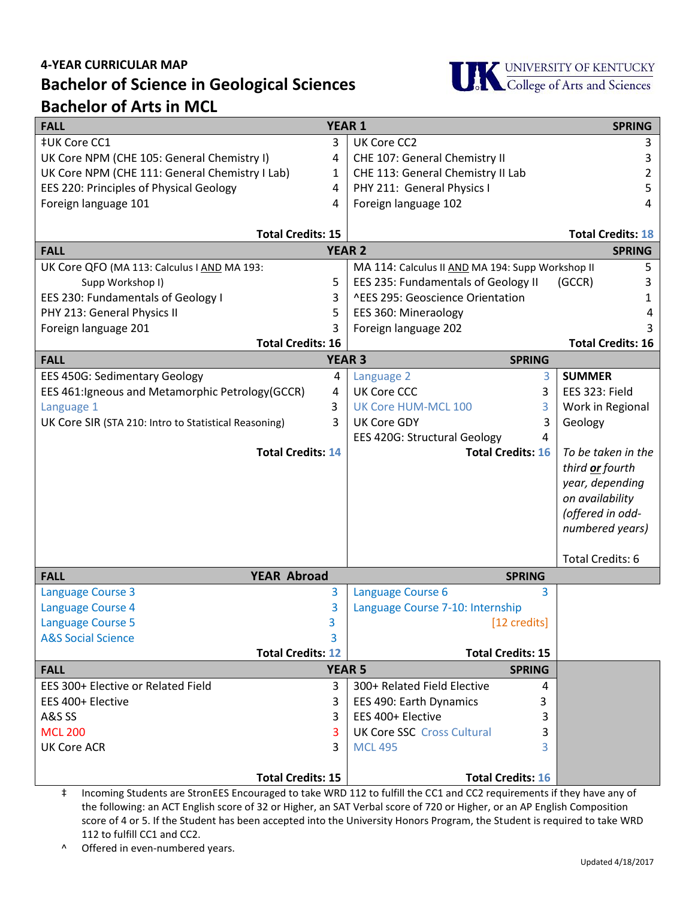## 4-YEAR CURRICULAR MAP

# Bachelor of Science in Geological Sciences
# Bachelor of Arts in MCL

UNIVERSITY OF KENTUCKY
College of Arts and Sciences

### YEAR 1

| FALL | | SPRING | |
|---|---|---|---|
| ‡UK Core CC1 | 3 | UK Core CC2 | 3 |
| UK Core NPM (CHE 105: General Chemistry I) | 4 | CHE 107: General Chemistry II | 3 |
| UK Core NPM (CHE 111: General Chemistry I Lab) | 1 | CHE 113: General Chemistry II Lab | 2 |
| EES 220: Principles of Physical Geology | 4 | PHY 211: General Physics I | 5 |
| Foreign language 101 | 4 | Foreign language 102 | 4 |
| **Total Credits: 15** | | **Total Credits: 18** | |

### YEAR 2

| FALL | | SPRING | |
|---|---|---|---|
| UK Core QFO (MA 113: Calculus I AND MA 193: Supp Workshop I) | 5 | MA 114: Calculus II AND MA 194: Supp Workshop II | 5 |
| EES 230: Fundamentals of Geology I | 3 | EES 235: Fundamentals of Geology II (GCCR) | 3 |
| PHY 213: General Physics II | 5 | ^EES 295: Geoscience Orientation | 1 |
| Foreign language 201 | 3 | EES 360: Mineraology | 4 |
| | | Foreign language 202 | 3 |
| **Total Credits: 16** | | **Total Credits: 16** | |

### YEAR 3

| FALL | | SPRING | | SUMMER |
|---|---|---|---|---|
| EES 450G: Sedimentary Geology | 4 | Language 2 | 3 | EES 323: Field Work in Regional Geology |
| EES 461:Igneous and Metamorphic Petrology(GCCR) | 4 | UK Core CCC | 3 | *To be taken in the third **or** fourth year, depending on availability (offered in odd-numbered years)* |
| Language 1 | 3 | UK Core HUM-MCL 100 | 3 | |
| UK Core SIR (STA 210: Intro to Statistical Reasoning) | 3 | UK Core GDY | 3 | |
| | | EES 420G: Structural Geology | 4 | |
| **Total Credits: 14** | | **Total Credits: 16** | | Total Credits: 6 |

### YEAR Abroad

| FALL | | SPRING | |
|---|---|---|---|
| Language Course 3 | 3 | Language Course 6 | 3 |
| Language Course 4 | 3 | Language Course 7-10: Internship | [12 credits] |
| Language Course 5 | 3 | | |
| A&S Social Science | 3 | | |
| **Total Credits: 12** | | **Total Credits: 15** | |

### YEAR 5

| FALL | | SPRING | |
|---|---|---|---|
| EES 300+ Elective or Related Field | 3 | 300+ Related Field Elective | 4 |
| EES 400+ Elective | 3 | EES 490: Earth Dynamics | 3 |
| A&S SS | 3 | EES 400+ Elective | 3 |
| MCL 200 | 3 | UK Core SSC Cross Cultural | 3 |
| UK Core ACR | 3 | MCL 495 | 3 |
| **Total Credits: 15** | | **Total Credits: 16** | |

‡ Incoming Students are StronEES Encouraged to take WRD 112 to fulfill the CC1 and CC2 requirements if they have any of the following: an ACT English score of 32 or Higher, an SAT Verbal score of 720 or Higher, or an AP English Composition score of 4 or 5. If the Student has been accepted into the University Honors Program, the Student is required to take WRD 112 to fulfill CC1 and CC2.

^ Offered in even-numbered years.

Updated 4/18/2017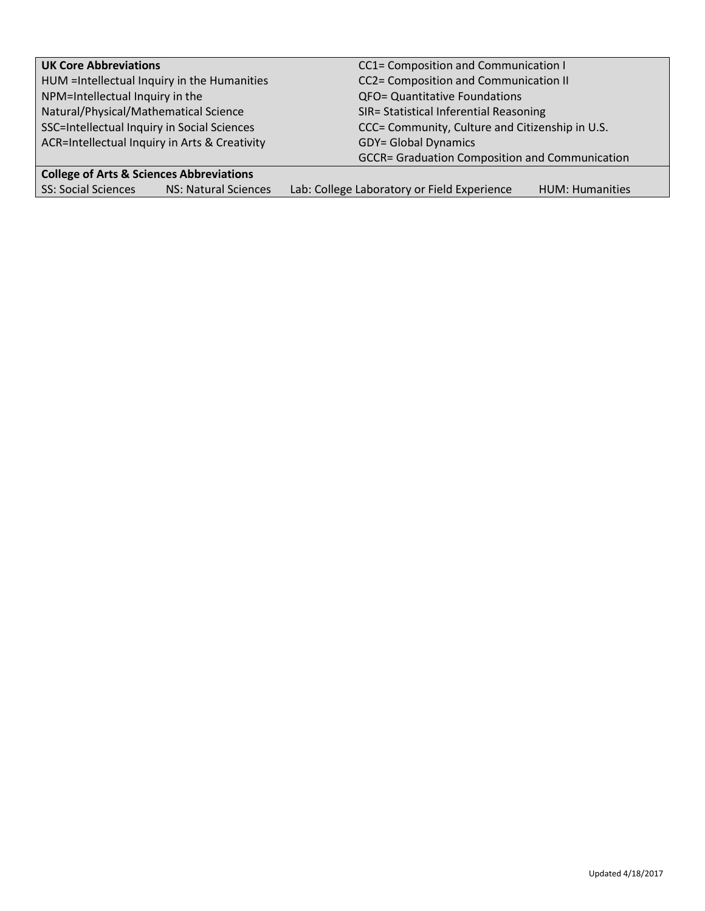| **UK Core Abbreviations** | CC1= Composition and Communication I |
| --- | --- |
| HUM =Intellectual Inquiry in the Humanities | CC2= Composition and Communication II |
| NPM=Intellectual Inquiry in the Natural/Physical/Mathematical Science | QFO= Quantitative Foundations |
| | SIR= Statistical Inferential Reasoning |
| SSC=Intellectual Inquiry in Social Sciences | CCC= Community, Culture and Citizenship in U.S. |
| ACR=Intellectual Inquiry in Arts & Creativity | GDY= Global Dynamics |
| | GCCR= Graduation Composition and Communication |

| **College of Arts & Sciences Abbreviations** | | | |
| --- | --- | --- | --- |
| SS: Social Sciences | NS: Natural Sciences | Lab: College Laboratory or Field Experience | HUM: Humanities |

Updated 4/18/2017